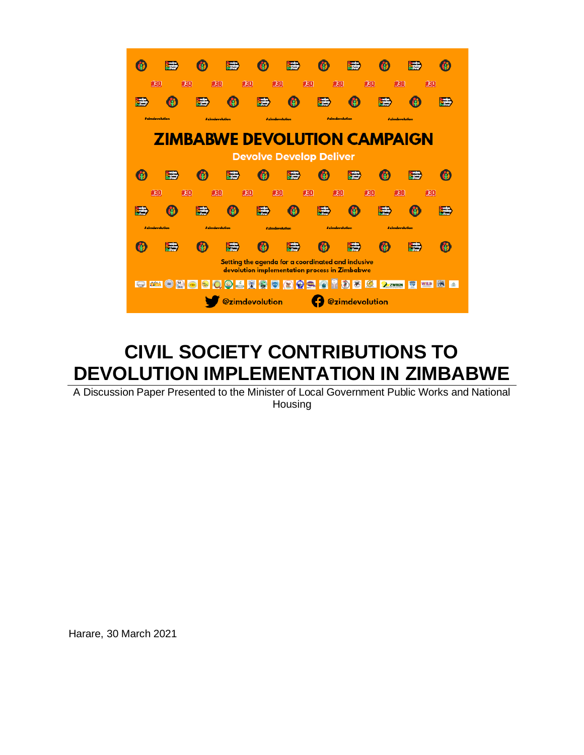ZIMBABWE DEVOLUTION CAMPAIGN

Devolve Develop Deliver

Setting the agenda for a coordinated and inclusive devolution implementation process in Zimbabwe

@zimdevolution @zimdevolution

# CIVIL SOCIETY CONTRIBUTIONS TO DEVOLUTION IMPLEMENTATION IN ZIMBABWE

A Discussion Paper Presented to the Minister of Local Government Public Works and National Housing

Harare, 30 March 2021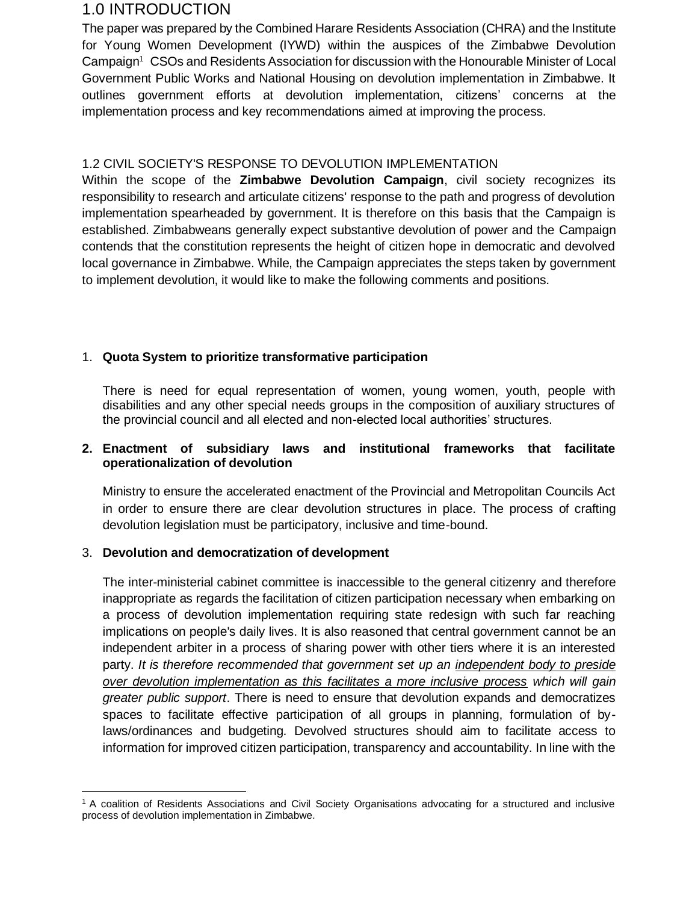# 1.0 INTRODUCTION

The paper was prepared by the Combined Harare Residents Association (CHRA) and the Institute for Young Women Development (IYWD) within the auspices of the Zimbabwe Devolution Campaign[1] CSOs and Residents Association for discussion with the Honourable Minister of Local Government Public Works and National Housing on devolution implementation in Zimbabwe. It outlines government efforts at devolution implementation, citizens' concerns at the implementation process and key recommendations aimed at improving the process.

## 1.2 CIVIL SOCIETY'S RESPONSE TO DEVOLUTION IMPLEMENTATION

Within the scope of the **Zimbabwe Devolution Campaign**, civil society recognizes its responsibility to research and articulate citizens' response to the path and progress of devolution implementation spearheaded by government. It is therefore on this basis that the Campaign is established. Zimbabweans generally expect substantive devolution of power and the Campaign contends that the constitution represents the height of citizen hope in democratic and devolved local governance in Zimbabwe. While, the Campaign appreciates the steps taken by government to implement devolution, it would like to make the following comments and positions.

1. **Quota System to prioritize transformative participation**

   There is need for equal representation of women, young women, youth, people with disabilities and any other special needs groups in the composition of auxiliary structures of the provincial council and all elected and non-elected local authorities' structures.

2. **Enactment of subsidiary laws and institutional frameworks that facilitate operationalization of devolution**

   Ministry to ensure the accelerated enactment of the Provincial and Metropolitan Councils Act in order to ensure there are clear devolution structures in place. The process of crafting devolution legislation must be participatory, inclusive and time-bound.

3. **Devolution and democratization of development**

   The inter-ministerial cabinet committee is inaccessible to the general citizenry and therefore inappropriate as regards the facilitation of citizen participation necessary when embarking on a process of devolution implementation requiring state redesign with such far reaching implications on people's daily lives. It is also reasoned that central government cannot be an independent arbiter in a process of sharing power with other tiers where it is an interested party. *It is therefore recommended that government set up an <u>independent body to preside over devolution implementation as this facilitates a more inclusive process</u> which will gain greater public support*. There is need to ensure that devolution expands and democratizes spaces to facilitate effective participation of all groups in planning, formulation of by-laws/ordinances and budgeting. Devolved structures should aim to facilitate access to information for improved citizen participation, transparency and accountability. In line with the

---

[1] A coalition of Residents Associations and Civil Society Organisations advocating for a structured and inclusive process of devolution implementation in Zimbabwe.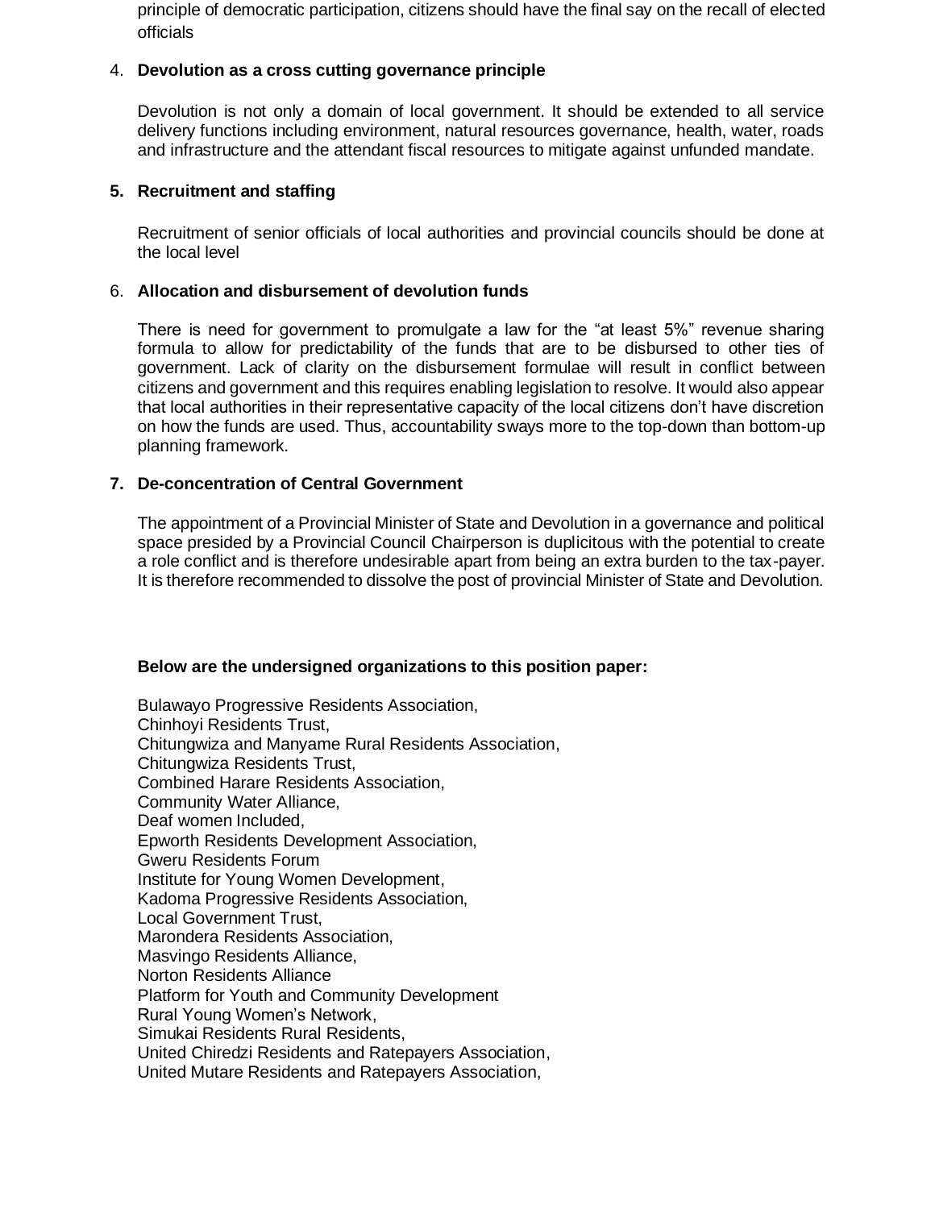principle of democratic participation, citizens should have the final say on the recall of elected officials

4. **Devolution as a cross cutting governance principle**

   Devolution is not only a domain of local government. It should be extended to all service delivery functions including environment, natural resources governance, health, water, roads and infrastructure and the attendant fiscal resources to mitigate against unfunded mandate.

5. **Recruitment and staffing**

   Recruitment of senior officials of local authorities and provincial councils should be done at the local level

6. **Allocation and disbursement of devolution funds**

   There is need for government to promulgate a law for the "at least 5%" revenue sharing formula to allow for predictability of the funds that are to be disbursed to other ties of government. Lack of clarity on the disbursement formulae will result in conflict between citizens and government and this requires enabling legislation to resolve. It would also appear that local authorities in their representative capacity of the local citizens don't have discretion on how the funds are used. Thus, accountability sways more to the top-down than bottom-up planning framework.

7. **De-concentration of Central Government**

   The appointment of a Provincial Minister of State and Devolution in a governance and political space presided by a Provincial Council Chairperson is duplicitous with the potential to create a role conflict and is therefore undesirable apart from being an extra burden to the tax-payer. It is therefore recommended to dissolve the post of provincial Minister of State and Devolution.

**Below are the undersigned organizations to this position paper:**

Bulawayo Progressive Residents Association,
Chinhoyi Residents Trust,
Chitungwiza and Manyame Rural Residents Association,
Chitungwiza Residents Trust,
Combined Harare Residents Association,
Community Water Alliance,
Deaf women Included,
Epworth Residents Development Association,
Gweru Residents Forum
Institute for Young Women Development,
Kadoma Progressive Residents Association,
Local Government Trust,
Marondera Residents Association,
Masvingo Residents Alliance,
Norton Residents Alliance
Platform for Youth and Community Development
Rural Young Women's Network,
Simukai Residents Rural Residents,
United Chiredzi Residents and Ratepayers Association,
United Mutare Residents and Ratepayers Association,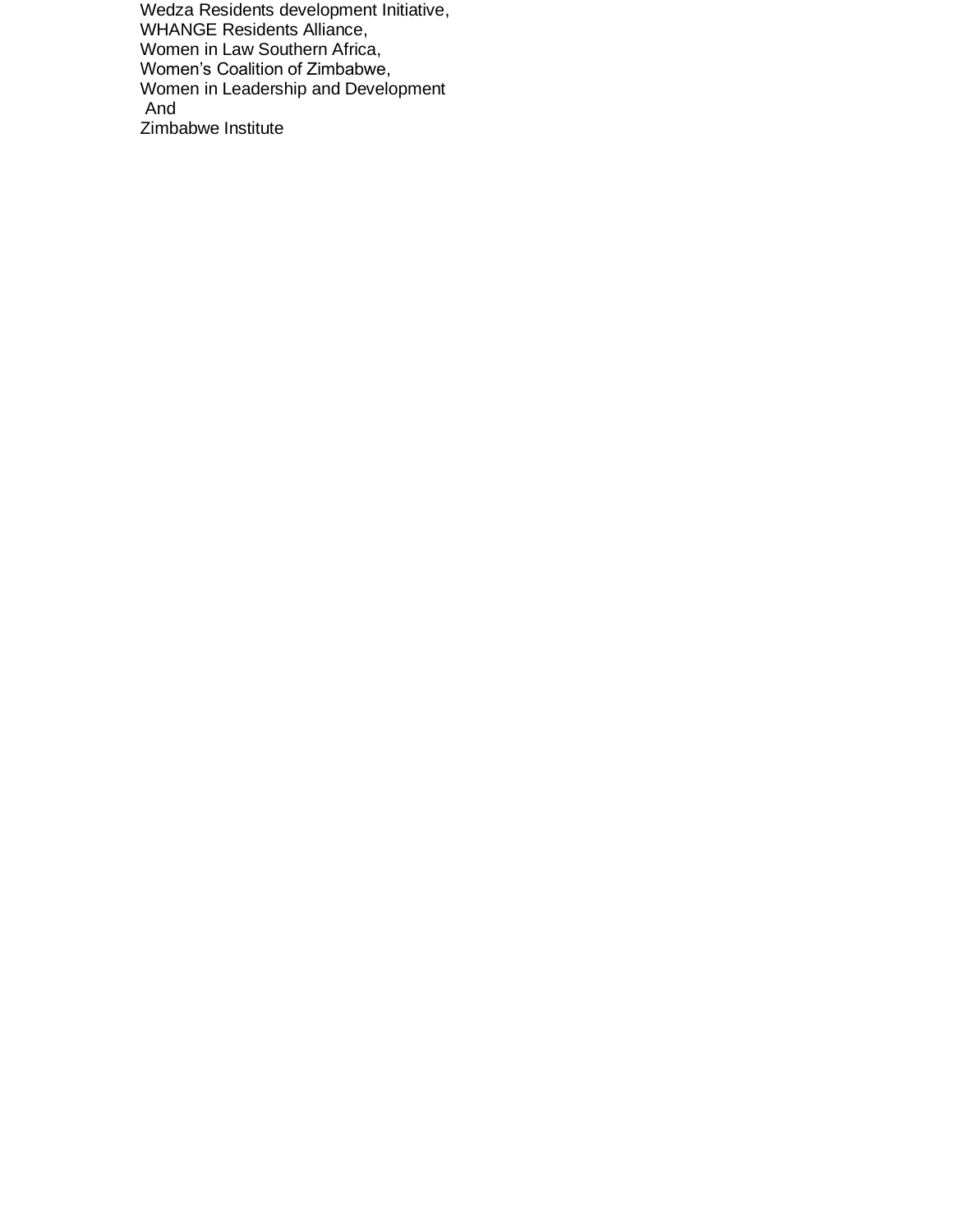Wedza Residents development Initiative,
WHANGE Residents Alliance,
Women in Law Southern Africa,
Women's Coalition of Zimbabwe,
Women in Leadership and Development
And
Zimbabwe Institute